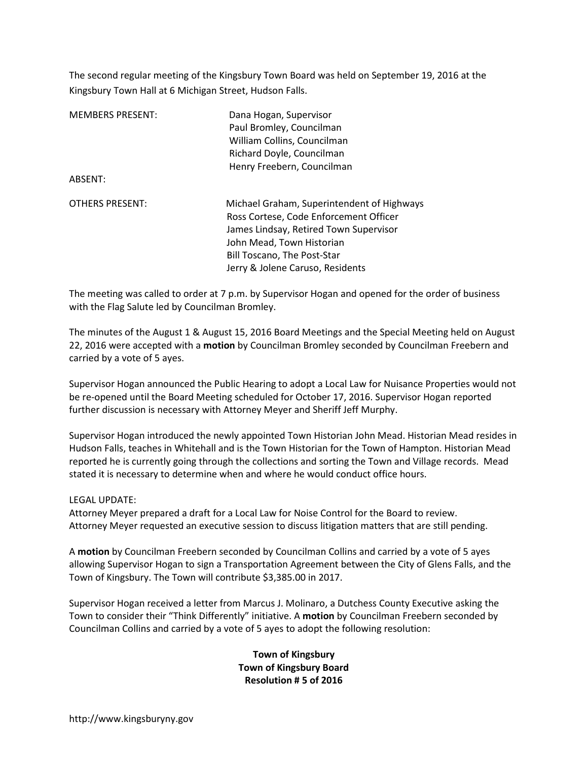The second regular meeting of the Kingsbury Town Board was held on September 19, 2016 at the Kingsbury Town Hall at 6 Michigan Street, Hudson Falls.

| | |
|---|---|
| MEMBERS PRESENT: | Dana Hogan, Supervisor<br>Paul Bromley, Councilman<br>William Collins, Councilman<br>Richard Doyle, Councilman<br>Henry Freebern, Councilman |
| ABSENT: | |
| OTHERS PRESENT: | Michael Graham, Superintendent of Highways<br>Ross Cortese, Code Enforcement Officer<br>James Lindsay, Retired Town Supervisor<br>John Mead, Town Historian<br>Bill Toscano, The Post-Star<br>Jerry & Jolene Caruso, Residents |

The meeting was called to order at 7 p.m. by Supervisor Hogan and opened for the order of business with the Flag Salute led by Councilman Bromley.

The minutes of the August 1 & August 15, 2016 Board Meetings and the Special Meeting held on August 22, 2016 were accepted with a **motion** by Councilman Bromley seconded by Councilman Freebern and carried by a vote of 5 ayes.

Supervisor Hogan announced the Public Hearing to adopt a Local Law for Nuisance Properties would not be re-opened until the Board Meeting scheduled for October 17, 2016. Supervisor Hogan reported further discussion is necessary with Attorney Meyer and Sheriff Jeff Murphy.

Supervisor Hogan introduced the newly appointed Town Historian John Mead. Historian Mead resides in Hudson Falls, teaches in Whitehall and is the Town Historian for the Town of Hampton. Historian Mead reported he is currently going through the collections and sorting the Town and Village records. Mead stated it is necessary to determine when and where he would conduct office hours.

LEGAL UPDATE:
Attorney Meyer prepared a draft for a Local Law for Noise Control for the Board to review.
Attorney Meyer requested an executive session to discuss litigation matters that are still pending.

A **motion** by Councilman Freebern seconded by Councilman Collins and carried by a vote of 5 ayes allowing Supervisor Hogan to sign a Transportation Agreement between the City of Glens Falls, and the Town of Kingsbury. The Town will contribute $3,385.00 in 2017.

Supervisor Hogan received a letter from Marcus J. Molinaro, a Dutchess County Executive asking the Town to consider their "Think Differently" initiative. A **motion** by Councilman Freebern seconded by Councilman Collins and carried by a vote of 5 ayes to adopt the following resolution:

**Town of Kingsbury**
**Town of Kingsbury Board**
**Resolution # 5 of 2016**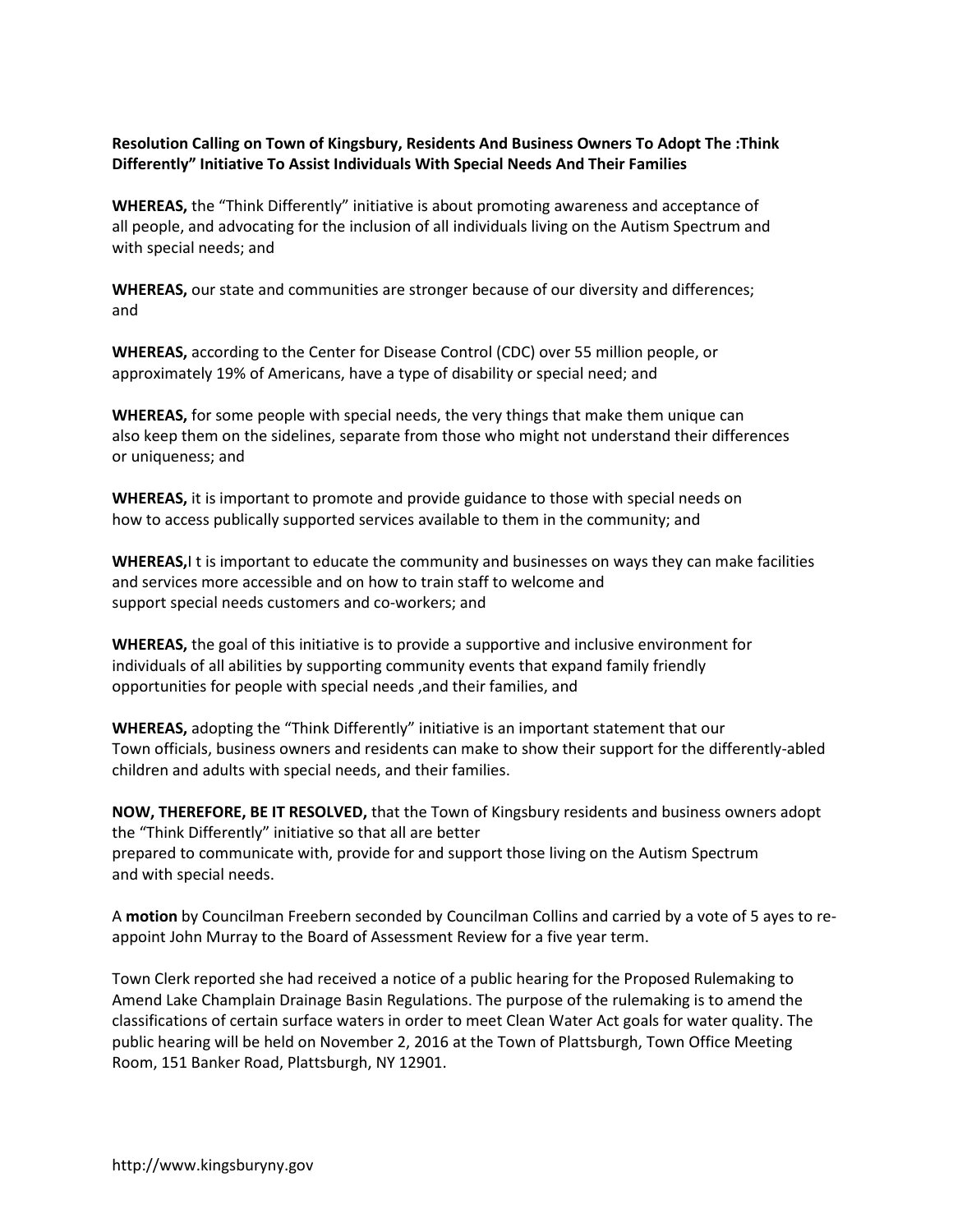**Resolution Calling on Town of Kingsbury, Residents And Business Owners To Adopt The :Think Differently" Initiative To Assist Individuals With Special Needs And Their Families**

**WHEREAS,** the "Think Differently" initiative is about promoting awareness and acceptance of all people, and advocating for the inclusion of all individuals living on the Autism Spectrum and with special needs; and

**WHEREAS,** our state and communities are stronger because of our diversity and differences; and

**WHEREAS,** according to the Center for Disease Control (CDC) over 55 million people, or approximately 19% of Americans, have a type of disability or special need; and

**WHEREAS,** for some people with special needs, the very things that make them unique can also keep them on the sidelines, separate from those who might not understand their differences or uniqueness; and

**WHEREAS,** it is important to promote and provide guidance to those with special needs on how to access publically supported services available to them in the community; and

**WHEREAS,**I t is important to educate the community and businesses on ways they can make facilities and services more accessible and on how to train staff to welcome and support special needs customers and co-workers; and

**WHEREAS,** the goal of this initiative is to provide a supportive and inclusive environment for individuals of all abilities by supporting community events that expand family friendly opportunities for people with special needs ,and their families, and

**WHEREAS,** adopting the "Think Differently" initiative is an important statement that our Town officials, business owners and residents can make to show their support for the differently-abled children and adults with special needs, and their families.

**NOW, THEREFORE, BE IT RESOLVED,** that the Town of Kingsbury residents and business owners adopt the "Think Differently" initiative so that all are better prepared to communicate with, provide for and support those living on the Autism Spectrum and with special needs.

A **motion** by Councilman Freebern seconded by Councilman Collins and carried by a vote of 5 ayes to re-appoint John Murray to the Board of Assessment Review for a five year term.

Town Clerk reported she had received a notice of a public hearing for the Proposed Rulemaking to Amend Lake Champlain Drainage Basin Regulations. The purpose of the rulemaking is to amend the classifications of certain surface waters in order to meet Clean Water Act goals for water quality. The public hearing will be held on November 2, 2016 at the Town of Plattsburgh, Town Office Meeting Room, 151 Banker Road, Plattsburgh, NY 12901.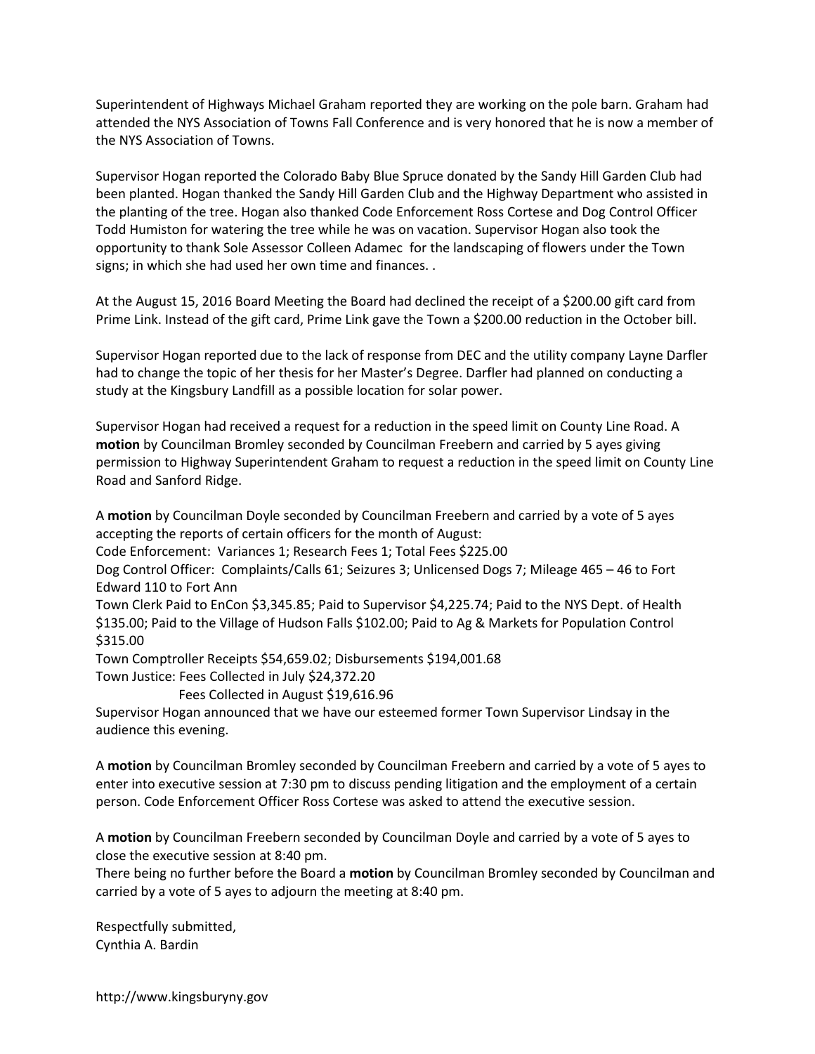Superintendent of Highways Michael Graham reported they are working on the pole barn. Graham had attended the NYS Association of Towns Fall Conference and is very honored that he is now a member of the NYS Association of Towns.

Supervisor Hogan reported the Colorado Baby Blue Spruce donated by the Sandy Hill Garden Club had been planted. Hogan thanked the Sandy Hill Garden Club and the Highway Department who assisted in the planting of the tree. Hogan also thanked Code Enforcement Ross Cortese and Dog Control Officer Todd Humiston for watering the tree while he was on vacation. Supervisor Hogan also took the opportunity to thank Sole Assessor Colleen Adamec for the landscaping of flowers under the Town signs; in which she had used her own time and finances. .

At the August 15, 2016 Board Meeting the Board had declined the receipt of a $200.00 gift card from Prime Link. Instead of the gift card, Prime Link gave the Town a $200.00 reduction in the October bill.

Supervisor Hogan reported due to the lack of response from DEC and the utility company Layne Darfler had to change the topic of her thesis for her Master's Degree. Darfler had planned on conducting a study at the Kingsbury Landfill as a possible location for solar power.

Supervisor Hogan had received a request for a reduction in the speed limit on County Line Road. A **motion** by Councilman Bromley seconded by Councilman Freebern and carried by 5 ayes giving permission to Highway Superintendent Graham to request a reduction in the speed limit on County Line Road and Sanford Ridge.

A **motion** by Councilman Doyle seconded by Councilman Freebern and carried by a vote of 5 ayes accepting the reports of certain officers for the month of August:
Code Enforcement: Variances 1; Research Fees 1; Total Fees $225.00
Dog Control Officer: Complaints/Calls 61; Seizures 3; Unlicensed Dogs 7; Mileage 465 – 46 to Fort Edward 110 to Fort Ann
Town Clerk Paid to EnCon $3,345.85; Paid to Supervisor $4,225.74; Paid to the NYS Dept. of Health $135.00; Paid to the Village of Hudson Falls $102.00; Paid to Ag & Markets for Population Control $315.00
Town Comptroller Receipts $54,659.02; Disbursements $194,001.68
Town Justice: Fees Collected in July $24,372.20
Fees Collected in August $19,616.96
Supervisor Hogan announced that we have our esteemed former Town Supervisor Lindsay in the audience this evening.

A **motion** by Councilman Bromley seconded by Councilman Freebern and carried by a vote of 5 ayes to enter into executive session at 7:30 pm to discuss pending litigation and the employment of a certain person. Code Enforcement Officer Ross Cortese was asked to attend the executive session.

A **motion** by Councilman Freebern seconded by Councilman Doyle and carried by a vote of 5 ayes to close the executive session at 8:40 pm.
There being no further before the Board a **motion** by Councilman Bromley seconded by Councilman and carried by a vote of 5 ayes to adjourn the meeting at 8:40 pm.

Respectfully submitted,
Cynthia A. Bardin

http://www.kingsburyny.gov